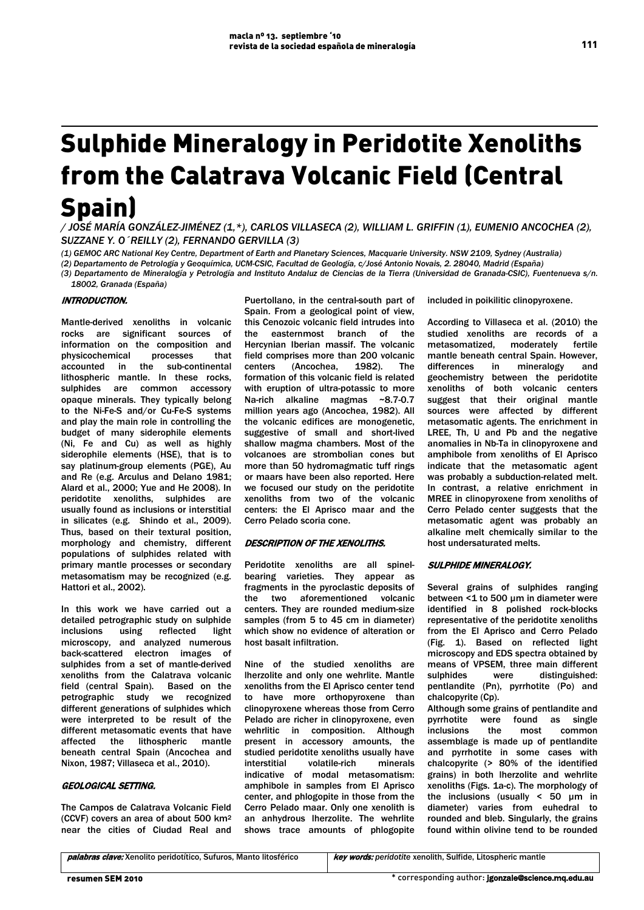# Sulphide Mineralogy in Peridotite Xenoliths from the Calatrava Volcanic Field (Central Spain)

*/ JOSÉ MARÍA GONZÁLEZ-JIMÉNEZ (1,*), CARLOS VILLASECA (2), WILLIAM L. GRIFFIN (1), EUMENIO ANCOCHEA (2), SUZZANE Y. O´REILLY (2), FERNANDO GERVILLA (3)*

*(1) GEMOC ARC National Key Centre, Department of Earth and Planetary Sciences, Macquarie University. NSW 2109, Sydney (Australia)*

*(2) Departamento de Petrología y Geoquímica, UCM-CSIC, Facultad de Geología, c/José Antonio Novais, 2. 28040, Madrid (España)*

*(3) Departamento de Mineralogía y Petrología and Instituto Andaluz de Ciencias de la Tierra (Universidad de Granada-CSIC), Fuentenueva s/n. 18002, Granada (España)*

## INTRODUCTION.

Mantle-derived xenoliths in volcanic rocks are significant sources of information on the composition and physicochemical processes that accounted in the sub-continental lithospheric mantle. In these rocks, sulphides are common accessory opaque minerals. They typically belong to the Ni-Fe-S and/or Cu-Fe-S systems and play the main role in controlling the budget of many siderophile elements (Ni, Fe and Cu) as well as highly siderophile elements (HSE), that is to say platinum-group elements (PGE), Au and Re (e.g. Arculus and Delano 1981; Alard et al., 2000; Yue and He 2008). In peridotite xenoliths, sulphides are usually found as inclusions or interstitial in silicates (e.g. Shindo et al., 2009). Thus, based on their textural position, morphology and chemistry, different populations of sulphides related with primary mantle processes or secondary metasomatism may be recognized (e.g. Hattori et al., 2002).

In this work we have carried out a detailed petrographic study on sulphide inclusions using reflected light microscopy, and analyzed numerous back-scattered electron images of sulphides from a set of mantle-derived xenoliths from the Calatrava volcanic field (central Spain). Based on the petrographic study we recognized different generations of sulphides which were interpreted to be result of the different metasomatic events that have affected the lithospheric mantle beneath central Spain (Ancochea and Nixon, 1987; Villaseca et al., 2010).

## GEOLOGICAL SETTING.

The Campos de Calatrava Volcanic Field (CCVF) covers an area of about 500 km² near the cities of Ciudad Real and Puertollano, in the central-south part of Spain. From a geological point of view, this Cenozoic volcanic field intrudes into the easternmost branch of the Hercynian Iberian massif. The volcanic field comprises more than 200 volcanic centers (Ancochea, 1982). The formation of this volcanic field is related with eruption of ultra-potassic to more Na-rich alkaline magmas ~8.7-0.7 million years ago (Ancochea, 1982). All the volcanic edifices are monogenetic, suggestive of small and short-lived shallow magma chambers. Most of the volcanoes are strombolian cones but more than 50 hydromagmatic tuff rings or maars have been also reported. Here we focused our study on the peridotite xenoliths from two of the volcanic centers: the El Aprisco maar and the Cerro Pelado scoria cone.

## DESCRIPTION OF THE XENOLITHS.

Peridotite xenoliths are all spinel-bearing varieties. They appear as fragments in the pyroclastic deposits of the two aforementioned volcanic centers. They are rounded medium-size samples (from 5 to 45 cm in diameter) which show no evidence of alteration or host basalt infiltration.

Nine of the studied xenoliths are lherzolite and only one wehrlite. Mantle xenoliths from the El Aprisco center tend to have more orthopyroxene than clinopyroxene whereas those from Cerro Pelado are richer in clinopyroxene, even wehrlitic in composition. Although present in accessory amounts, the studied peridotite xenoliths usually have interstitial volatile-rich minerals indicative of modal metasomatism: amphibole in samples from El Aprisco center, and phlogopite in those from the Cerro Pelado maar. Only one xenolith is an anhydrous lherzolite. The wehrlite shows trace amounts of phlogopite included in poikilitic clinopyroxene.

According to Villaseca et al. (2010) the studied xenoliths are records of a metasomatized, moderately fertile mantle beneath central Spain. However, differences in mineralogy and geochemistry between the peridotite xenoliths of both volcanic centers suggest that their original mantle sources were affected by different metasomatic agents. The enrichment in LREE, Th, U and Pb and the negative anomalies in Nb-Ta in clinopyroxene and amphibole from xenoliths of El Aprisco indicate that the metasomatic agent was probably a subduction-related melt. In contrast, a relative enrichment in MREE in clinopyroxene from xenoliths of Cerro Pelado center suggests that the metasomatic agent was probably an alkaline melt chemically similar to the host undersaturated melts.

## SULPHIDE MINERALOGY.

Several grains of sulphides ranging between <1 to 500 µm in diameter were identified in 8 polished rock-blocks representative of the peridotite xenoliths from the El Aprisco and Cerro Pelado (Fig. 1). Based on reflected light microscopy and EDS spectra obtained by means of VPSEM, three main different sulphides were distinguished: pentlandite (Pn), pyrrhotite (Po) and chalcopyrite (Cp).

Although some grains of pentlandite and pyrrhotite were found as single inclusions the most common assemblage is made up of pentlandite and pyrrhotite in some cases with chalcopyrite (> 80% of the identified grains) in both lherzolite and wehrlite xenoliths (Figs. 1a-c). The morphology of the inclusions (usually < 50 µm in diameter) varies from euhedral to rounded and bleb. Singularly, the grains found within olivine tend to be rounded

| *palabras clave:* Xenolito peridotítico, Sufuros, Manto litosférico | *key words:* peridotite xenolith, Sulfide, Litospheric mantle |
| --- | --- |

\* corresponding author: jgonzale@science.mq.edu.au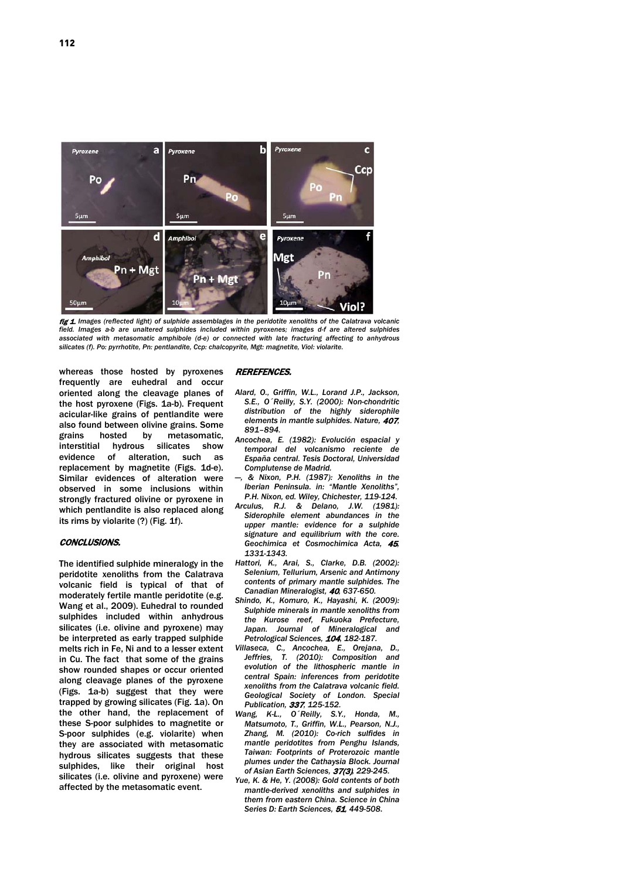Pyroxene a

Po

5µm

Pyroxene b

Pn

Po

5µm

Pyroxene c

Ccp

Po

Pn

5µm

d

Amphibol

Pn + Mgt

50µm

Amphibol e

Pn + Mgt

10µm

Pyroxene f

Mgt

Pn

10µm

Viol?

*fig 1. Images (reflected light) of sulphide assemblages in the peridotite xenoliths of the Calatrava volcanic field. Images a-b are unaltered sulphides included within pyroxenes; images d-f are altered sulphides associated with metasomatic amphibole (d-e) or connected with late fracturing affecting to anhydrous silicates (f). Po: pyrrhotite, Pn: pentlandite, Ccp: chalcopyrite, Mgt: magnetite, Viol: violarite.*

whereas those hosted by pyroxenes frequently are euhedral and occur oriented along the cleavage planes of the host pyroxene (Figs. 1a-b). Frequent acicular-like grains of pentlandite were also found between olivine grains. Some grains hosted by metasomatic, interstitial hydrous silicates show evidence of alteration, such as replacement by magnetite (Figs. 1d-e). Similar evidences of alteration were observed in some inclusions within strongly fractured olivine or pyroxene in which pentlandite is also replaced along its rims by violarite (?) (Fig. 1f).

## CONCLUSIONS.

The identified sulphide mineralogy in the peridotite xenoliths from the Calatrava volcanic field is typical of that of moderately fertile mantle peridotite (e.g. Wang et al., 2009). Euhedral to rounded sulphides included within anhydrous silicates (i.e. olivine and pyroxene) may be interpreted as early trapped sulphide melts rich in Fe, Ni and to a lesser extent in Cu. The fact that some of the grains show rounded shapes or occur oriented along cleavage planes of the pyroxene (Figs. 1a-b) suggest that they were trapped by growing silicates (Fig. 1a). On the other hand, the replacement of these S-poor sulphides to magnetite or S-poor sulphides (e.g. violarite) when they are associated with metasomatic hydrous silicates suggests that these sulphides, like their original host silicates (i.e. olivine and pyroxene) were affected by the metasomatic event.

## REREFENCES.

*Alard, O., Griffin, W.L., Lorand J.P., Jackson, S.E., O´Reilly, S.Y. (2000): Non-chondritic distribution of the highly siderophile elements in mantle sulphides. Nature, **407**, 891–894.*

*Ancochea, E. (1982): Evolución espacial y temporal del volcanismo reciente de España central. Tesis Doctoral, Universidad Complutense de Madrid.*

*—, & Nixon, P.H. (1987): Xenoliths in the Iberian Peninsula. in: "Mantle Xenoliths", P.H. Nixon, ed. Wiley, Chichester, 119-124.*

*Arculus, R.J. & Delano, J.W. (1981): Siderophile element abundances in the upper mantle: evidence for a sulphide signature and equilibrium with the core. Geochimica et Cosmochimica Acta, **45**, 1331-1343.*

*Hattori, K., Arai, S., Clarke, D.B. (2002): Selenium, Tellurium, Arsenic and Antimony contents of primary mantle sulphides. The Canadian Mineralogist, **40**, 637-650.*

*Shindo, K., Komuro, K., Hayashi, K. (2009): Sulphide minerals in mantle xenoliths from the Kurose reef, Fukuoka Prefecture, Japan. Journal of Mineralogical and Petrological Sciences, **104**, 182-187.*

*Villaseca, C., Ancochea, E., Orejana, D., Jeffries, T. (2010): Composition and evolution of the lithospheric mantle in central Spain: inferences from peridotite xenoliths from the Calatrava volcanic field. Geological Society of London. Special Publication, **337**, 125-152.*

*Wang, K-L., O´Reilly, S.Y., Honda, M., Matsumoto, T., Griffin, W.L., Pearson, N.J., Zhang, M. (2010): Co-rich sulfides in mantle peridotites from Penghu Islands, Taiwan: Footprints of Proterozoic mantle plumes under the Cathaysia Block. Journal of Asian Earth Sciences, **37(3)**, 229-245.*

*Yue, K. & He, Y. (2008): Gold contents of both mantle-derived xenoliths and sulphides in them from eastern China. Science in China Series D: Earth Sciences, **51**, 449-508.*